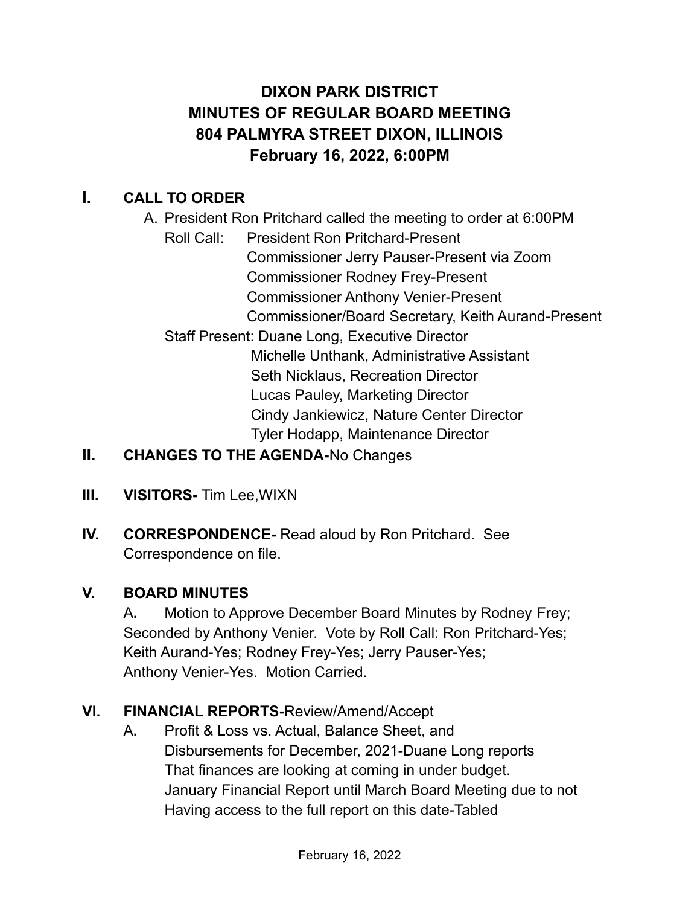# DIXON PARK DISTRICT
# MINUTES OF REGULAR BOARD MEETING
# 804 PALMYRA STREET DIXON, ILLINOIS
# February 16, 2022, 6:00PM

## I. CALL TO ORDER

A. President Ron Pritchard called the meeting to order at 6:00PM

Roll Call: President Ron Pritchard-Present
Commissioner Jerry Pauser-Present via Zoom
Commissioner Rodney Frey-Present
Commissioner Anthony Venier-Present
Commissioner/Board Secretary, Keith Aurand-Present

Staff Present: Duane Long, Executive Director
Michelle Unthank, Administrative Assistant
Seth Nicklaus, Recreation Director
Lucas Pauley, Marketing Director
Cindy Jankiewicz, Nature Center Director
Tyler Hodapp, Maintenance Director

## II. CHANGES TO THE AGENDA-No Changes

## III. VISITORS- Tim Lee,WIXN

## IV. CORRESPONDENCE- Read aloud by Ron Pritchard. See Correspondence on file.

## V. BOARD MINUTES

A. Motion to Approve December Board Minutes by Rodney Frey; Seconded by Anthony Venier. Vote by Roll Call: Ron Pritchard-Yes; Keith Aurand-Yes; Rodney Frey-Yes; Jerry Pauser-Yes; Anthony Venier-Yes. Motion Carried.

## VI. FINANCIAL REPORTS-Review/Amend/Accept

A. Profit & Loss vs. Actual, Balance Sheet, and Disbursements for December, 2021-Duane Long reports That finances are looking at coming in under budget. January Financial Report until March Board Meeting due to not Having access to the full report on this date-Tabled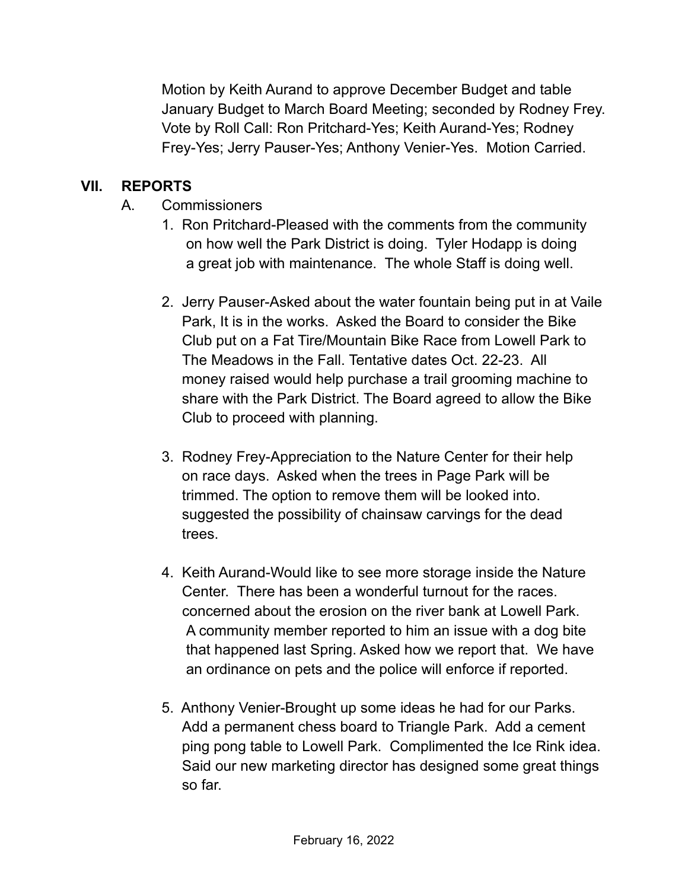Motion by Keith Aurand to approve December Budget and table January Budget to March Board Meeting; seconded by Rodney Frey. Vote by Roll Call: Ron Pritchard-Yes; Keith Aurand-Yes; Rodney Frey-Yes; Jerry Pauser-Yes; Anthony Venier-Yes. Motion Carried.

## VII. REPORTS

A. Commissioners

1. Ron Pritchard-Pleased with the comments from the community on how well the Park District is doing. Tyler Hodapp is doing a great job with maintenance. The whole Staff is doing well.

2. Jerry Pauser-Asked about the water fountain being put in at Vaile Park, It is in the works. Asked the Board to consider the Bike Club put on a Fat Tire/Mountain Bike Race from Lowell Park to The Meadows in the Fall. Tentative dates Oct. 22-23. All money raised would help purchase a trail grooming machine to share with the Park District. The Board agreed to allow the Bike Club to proceed with planning.

3. Rodney Frey-Appreciation to the Nature Center for their help on race days. Asked when the trees in Page Park will be trimmed. The option to remove them will be looked into. suggested the possibility of chainsaw carvings for the dead trees.

4. Keith Aurand-Would like to see more storage inside the Nature Center. There has been a wonderful turnout for the races. concerned about the erosion on the river bank at Lowell Park. A community member reported to him an issue with a dog bite that happened last Spring. Asked how we report that. We have an ordinance on pets and the police will enforce if reported.

5. Anthony Venier-Brought up some ideas he had for our Parks. Add a permanent chess board to Triangle Park. Add a cement ping pong table to Lowell Park. Complimented the Ice Rink idea. Said our new marketing director has designed some great things so far.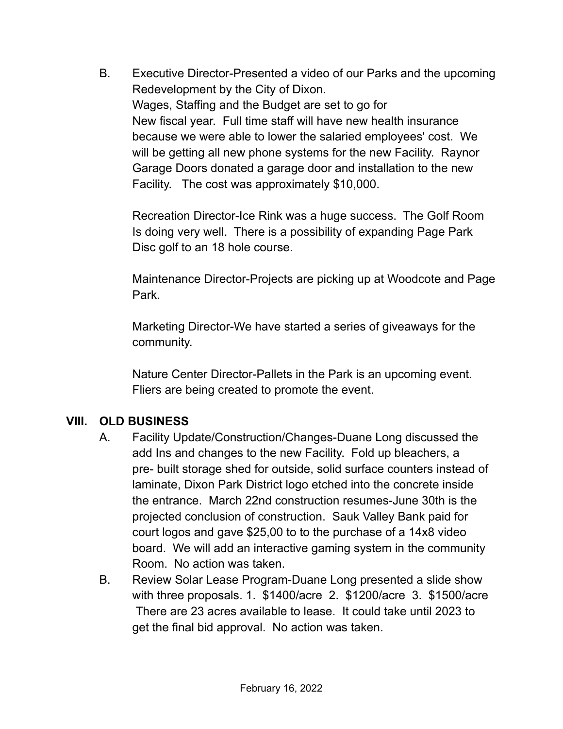B. Executive Director-Presented a video of our Parks and the upcoming Redevelopment by the City of Dixon.
Wages, Staffing and the Budget are set to go for
New fiscal year. Full time staff will have new health insurance because we were able to lower the salaried employees' cost. We will be getting all new phone systems for the new Facility. Raynor Garage Doors donated a garage door and installation to the new Facility. The cost was approximately $10,000.

Recreation Director-Ice Rink was a huge success. The Golf Room Is doing very well. There is a possibility of expanding Page Park Disc golf to an 18 hole course.

Maintenance Director-Projects are picking up at Woodcote and Page Park.

Marketing Director-We have started a series of giveaways for the community.

Nature Center Director-Pallets in the Park is an upcoming event. Fliers are being created to promote the event.

## VIII. OLD BUSINESS

A. Facility Update/Construction/Changes-Duane Long discussed the add Ins and changes to the new Facility. Fold up bleachers, a pre- built storage shed for outside, solid surface counters instead of laminate, Dixon Park District logo etched into the concrete inside the entrance. March 22nd construction resumes-June 30th is the projected conclusion of construction. Sauk Valley Bank paid for court logos and gave $25,00 to to the purchase of a 14x8 video board. We will add an interactive gaming system in the community Room. No action was taken.

B. Review Solar Lease Program-Duane Long presented a slide show with three proposals. 1. $1400/acre 2. $1200/acre 3. $1500/acre There are 23 acres available to lease. It could take until 2023 to get the final bid approval. No action was taken.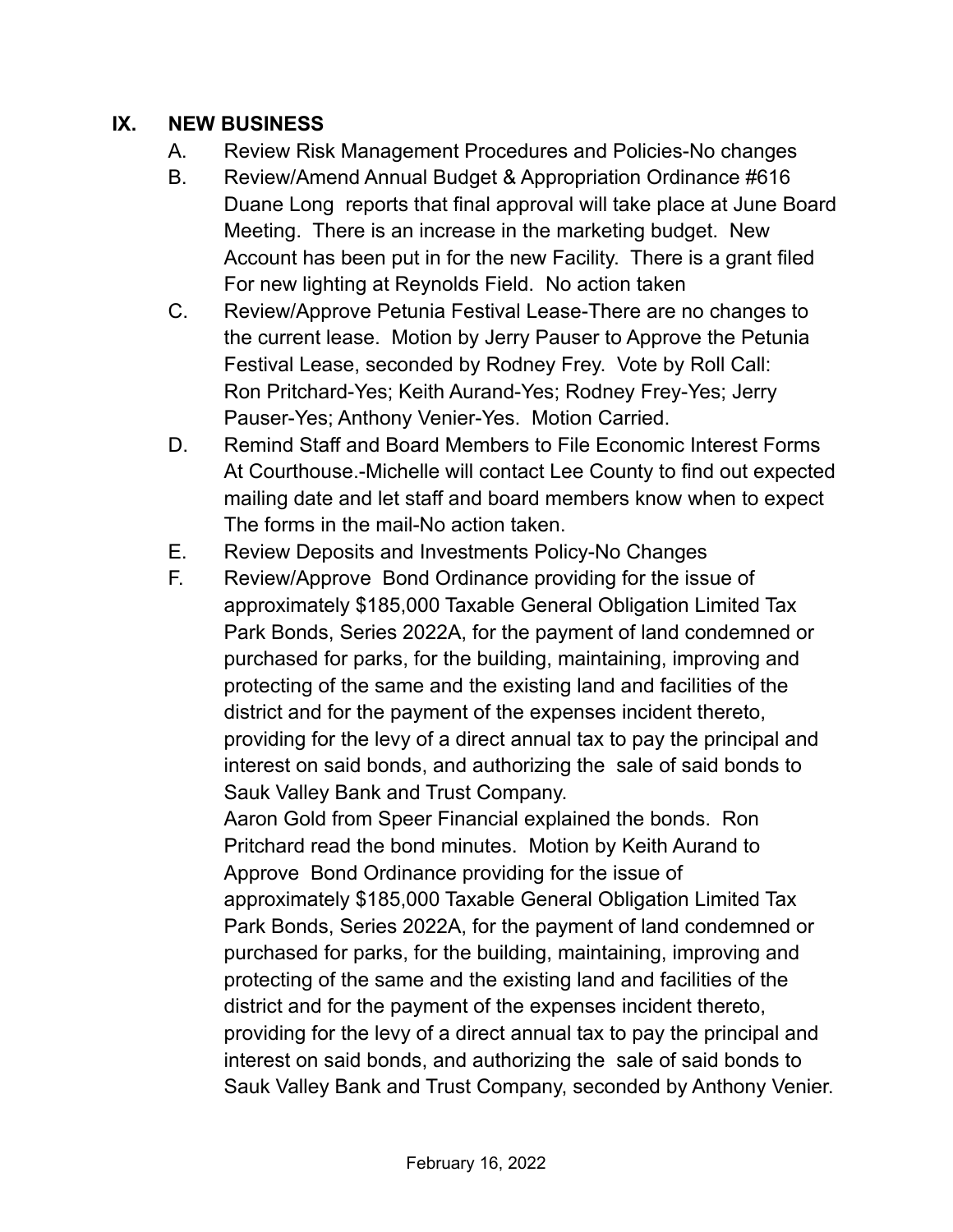## IX. NEW BUSINESS

A. Review Risk Management Procedures and Policies-No changes

B. Review/Amend Annual Budget & Appropriation Ordinance #616 Duane Long reports that final approval will take place at June Board Meeting. There is an increase in the marketing budget. New Account has been put in for the new Facility. There is a grant filed For new lighting at Reynolds Field. No action taken

C. Review/Approve Petunia Festival Lease-There are no changes to the current lease. Motion by Jerry Pauser to Approve the Petunia Festival Lease, seconded by Rodney Frey. Vote by Roll Call: Ron Pritchard-Yes; Keith Aurand-Yes; Rodney Frey-Yes; Jerry Pauser-Yes; Anthony Venier-Yes. Motion Carried.

D. Remind Staff and Board Members to File Economic Interest Forms At Courthouse.-Michelle will contact Lee County to find out expected mailing date and let staff and board members know when to expect The forms in the mail-No action taken.

E. Review Deposits and Investments Policy-No Changes

F. Review/Approve Bond Ordinance providing for the issue of approximately $185,000 Taxable General Obligation Limited Tax Park Bonds, Series 2022A, for the payment of land condemned or purchased for parks, for the building, maintaining, improving and protecting of the same and the existing land and facilities of the district and for the payment of the expenses incident thereto, providing for the levy of a direct annual tax to pay the principal and interest on said bonds, and authorizing the sale of said bonds to Sauk Valley Bank and Trust Company.

   Aaron Gold from Speer Financial explained the bonds. Ron Pritchard read the bond minutes. Motion by Keith Aurand to Approve Bond Ordinance providing for the issue of approximately $185,000 Taxable General Obligation Limited Tax Park Bonds, Series 2022A, for the payment of land condemned or purchased for parks, for the building, maintaining, improving and protecting of the same and the existing land and facilities of the district and for the payment of the expenses incident thereto, providing for the levy of a direct annual tax to pay the principal and interest on said bonds, and authorizing the sale of said bonds to Sauk Valley Bank and Trust Company, seconded by Anthony Venier.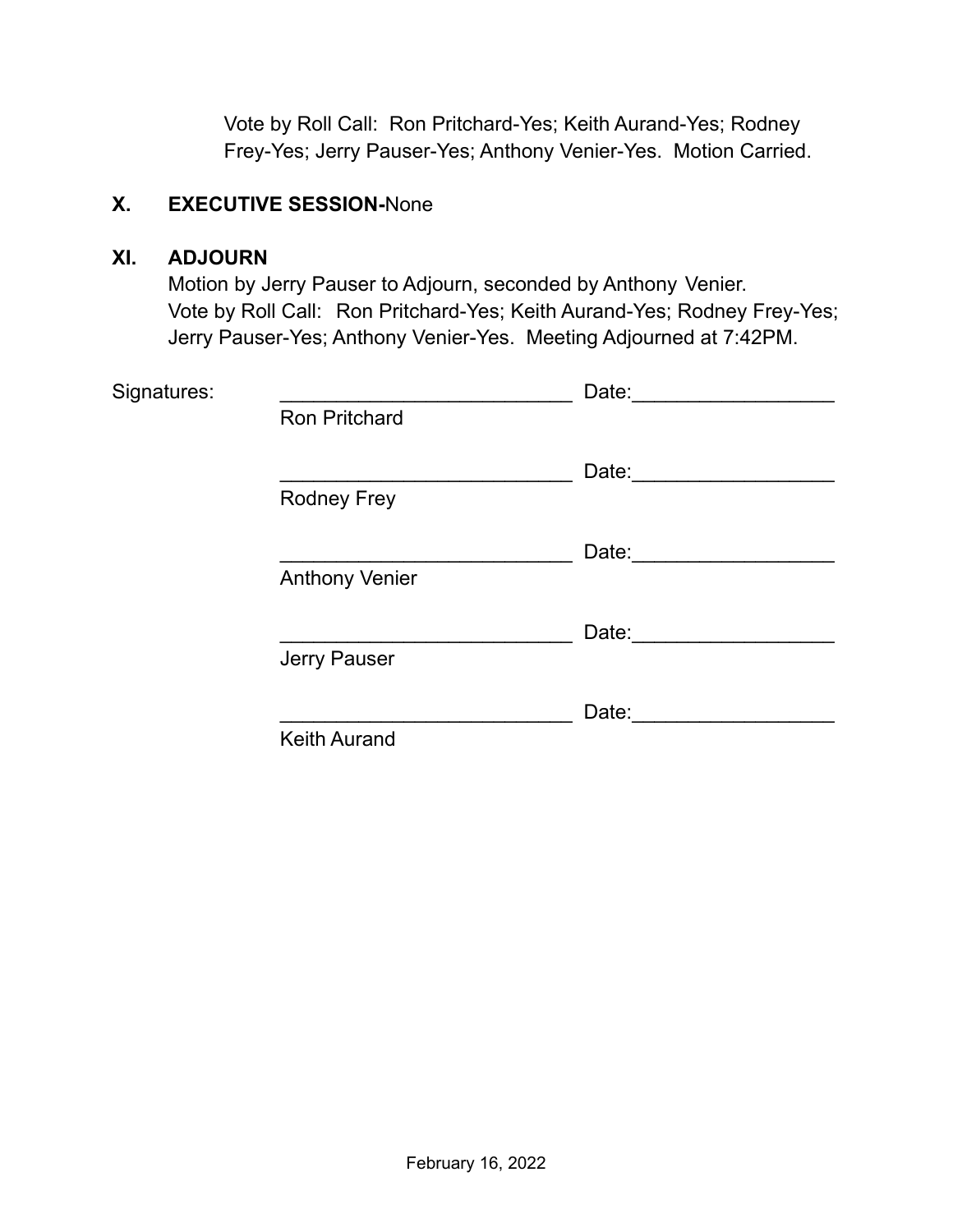Vote by Roll Call: Ron Pritchard-Yes; Keith Aurand-Yes; Rodney Frey-Yes; Jerry Pauser-Yes; Anthony Venier-Yes. Motion Carried.

## X. EXECUTIVE SESSION-None

## XI. ADJOURN

Motion by Jerry Pauser to Adjourn, seconded by Anthony Venier.
Vote by Roll Call: Ron Pritchard-Yes; Keith Aurand-Yes; Rodney Frey-Yes; Jerry Pauser-Yes; Anthony Venier-Yes. Meeting Adjourned at 7:42PM.

Signatures: ___________________________ Date:__________________
Ron Pritchard

___________________________ Date:__________________
Rodney Frey

___________________________ Date:__________________
Anthony Venier

___________________________ Date:__________________
Jerry Pauser

___________________________ Date:__________________
Keith Aurand

February 16, 2022